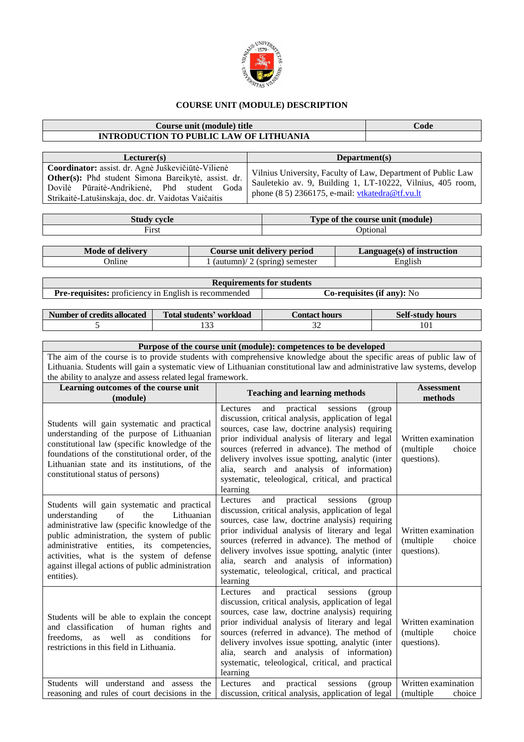## COURSE UNIT (MODULE) DESCRIPTION

| Course unit (module) title | Code |
|---|---|
| INTRODUCTION TO PUBLIC LAW OF LITHUANIA | |

| Lecturer(s) | Department(s) |
|---|---|
| **Coordinator:** assist. dr. Agnė Juškevičiūtė-Vilienė<br>**Other(s):** Phd student Simona Bareikytė, assist. dr. Dovilė Pūraitė-Andrikienė, Phd student Goda Strikaitė-Latušinskaja, doc. dr. Vaidotas Vaičaitis | Vilnius University, Faculty of Law, Department of Public Law Sauletekio av. 9, Building 1, LT-10222, Vilnius, 405 room, phone (8 5) 2366175, e-mail: vtkatedra@tf.vu.lt |

| Study cycle | Type of the course unit (module) |
|---|---|
| First | Optional |

| Mode of delivery | Course unit delivery period | Language(s) of instruction |
|---|---|---|
| Online | 1 (autumn)/ 2 (spring) semester | English |

| Requirements for students | |
|---|---|
| **Pre-requisites:** proficiency in English is recommended | **Co-requisites (if any):** No |

| Number of credits allocated | Total students' workload | Contact hours | Self-study hours |
|---|---|---|---|
| 5 | 133 | 32 | 101 |

**Purpose of the course unit (module): competences to be developed**

The aim of the course is to provide students with comprehensive knowledge about the specific areas of public law of Lithuania. Students will gain a systematic view of Lithuanian constitutional law and administrative law systems, develop the ability to analyze and assess related legal framework.

| Learning outcomes of the course unit (module) | Teaching and learning methods | Assessment methods |
|---|---|---|
| Students will gain systematic and practical understanding of the purpose of Lithuanian constitutional law (specific knowledge of the foundations of the constitutional order, of the Lithuanian state and its institutions, of the constitutional status of persons) | Lectures and practical sessions (group discussion, critical analysis, application of legal sources, case law, doctrine analysis) requiring prior individual analysis of literary and legal sources (referred in advance). The method of delivery involves issue spotting, analytic (inter alia, search and analysis of information) systematic, teleological, critical, and practical learning | Written examination (multiple choice questions). |
| Students will gain systematic and practical understanding of the Lithuanian administrative law (specific knowledge of the public administration, the system of public administrative entities, its competencies, activities, what is the system of defense against illegal actions of public administration entities). | Lectures and practical sessions (group discussion, critical analysis, application of legal sources, case law, doctrine analysis) requiring prior individual analysis of literary and legal sources (referred in advance). The method of delivery involves issue spotting, analytic (inter alia, search and analysis of information) systematic, teleological, critical, and practical learning | Written examination (multiple choice questions). |
| Students will be able to explain the concept and classification of human rights and freedoms, as well as conditions for restrictions in this field in Lithuania. | Lectures and practical sessions (group discussion, critical analysis, application of legal sources, case law, doctrine analysis) requiring prior individual analysis of literary and legal sources (referred in advance). The method of delivery involves issue spotting, analytic (inter alia, search and analysis of information) systematic, teleological, critical, and practical learning | Written examination (multiple choice questions). |
| Students will understand and assess the reasoning and rules of court decisions in the | Lectures and practical sessions (group discussion, critical analysis, application of legal | Written examination (multiple choice |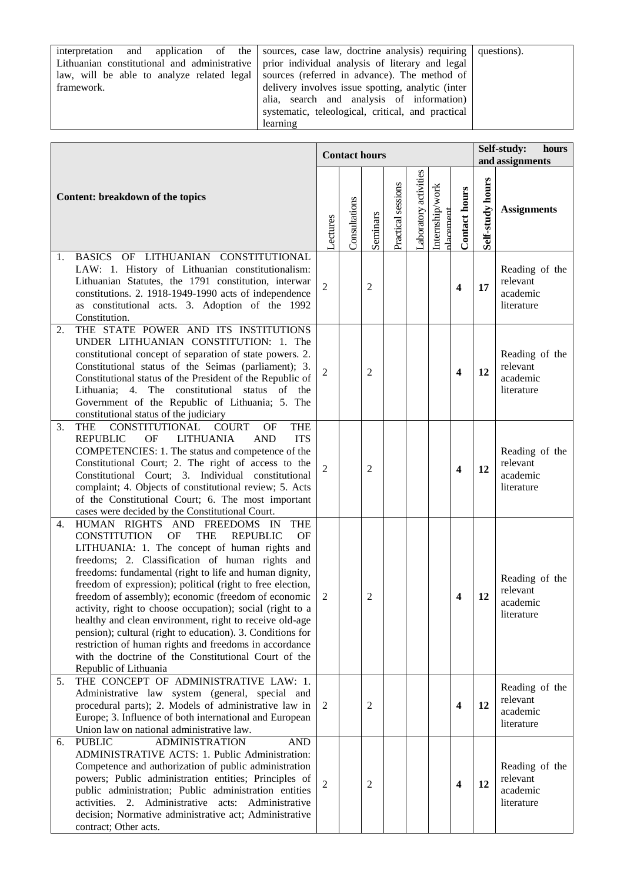| | | |
|---|---|---|
| interpretation and application of the Lithuanian constitutional and administrative law, will be able to analyze related legal framework. | sources, case law, doctrine analysis) requiring prior individual analysis of literary and legal sources (referred in advance). The method of delivery involves issue spotting, analytic (inter alia, search and analysis of information) systematic, teleological, critical, and practical learning | questions). |

| Content: breakdown of the topics | Contact hours | | | | | | | Self-study: hours and assignments | |
|---|---|---|---|---|---|---|---|---|---|
| | Lectures | Consultations | Seminars | Practical sessions | Laboratory activities | Internship/work placement | **Contact hours** | **Self-study hours** | **Assignments** |
| 1. BASICS OF LITHUANIAN CONSTITUTIONAL LAW: 1. History of Lithuanian constitutionalism: Lithuanian Statutes, the 1791 constitution, interwar constitutions. 2. 1918-1949-1990 acts of independence as constitutional acts. 3. Adoption of the 1992 Constitution. | 2 | | 2 | | | | **4** | **17** | Reading of the relevant academic literature |
| 2. THE STATE POWER AND ITS INSTITUTIONS UNDER LITHUANIAN CONSTITUTION: 1. The constitutional concept of separation of state powers. 2. Constitutional status of the Seimas (parliament); 3. Constitutional status of the President of the Republic of Lithuania; 4. The constitutional status of the Government of the Republic of Lithuania; 5. The constitutional status of the judiciary | 2 | | 2 | | | | **4** | **12** | Reading of the relevant academic literature |
| 3. THE CONSTITUTIONAL COURT OF THE REPUBLIC OF LITHUANIA AND ITS COMPETENCIES: 1. The status and competence of the Constitutional Court; 2. The right of access to the Constitutional Court; 3. Individual constitutional complaint; 4. Objects of constitutional review; 5. Acts of the Constitutional Court; 6. The most important cases were decided by the Constitutional Court. | 2 | | 2 | | | | **4** | **12** | Reading of the relevant academic literature |
| 4. HUMAN RIGHTS AND FREEDOMS IN THE CONSTITUTION OF THE REPUBLIC OF LITHUANIA: 1. The concept of human rights and freedoms; 2. Classification of human rights and freedoms: fundamental (right to life and human dignity, freedom of expression); political (right to free election, freedom of assembly); economic (freedom of economic activity, right to choose occupation); social (right to a healthy and clean environment, right to receive old-age pension); cultural (right to education). 3. Conditions for restriction of human rights and freedoms in accordance with the doctrine of the Constitutional Court of the Republic of Lithuania | 2 | | 2 | | | | **4** | **12** | Reading of the relevant academic literature |
| 5. THE CONCEPT OF ADMINISTRATIVE LAW: 1. Administrative law system (general, special and procedural parts); 2. Models of administrative law in Europe; 3. Influence of both international and European Union law on national administrative law. | 2 | | 2 | | | | **4** | **12** | Reading of the relevant academic literature |
| 6. PUBLIC ADMINISTRATION AND ADMINISTRATIVE ACTS: 1. Public Administration: Competence and authorization of public administration powers; Public administration entities; Principles of public administration; Public administration entities activities. 2. Administrative acts: Administrative decision; Normative administrative act; Administrative contract; Other acts. | 2 | | 2 | | | | **4** | **12** | Reading of the relevant academic literature |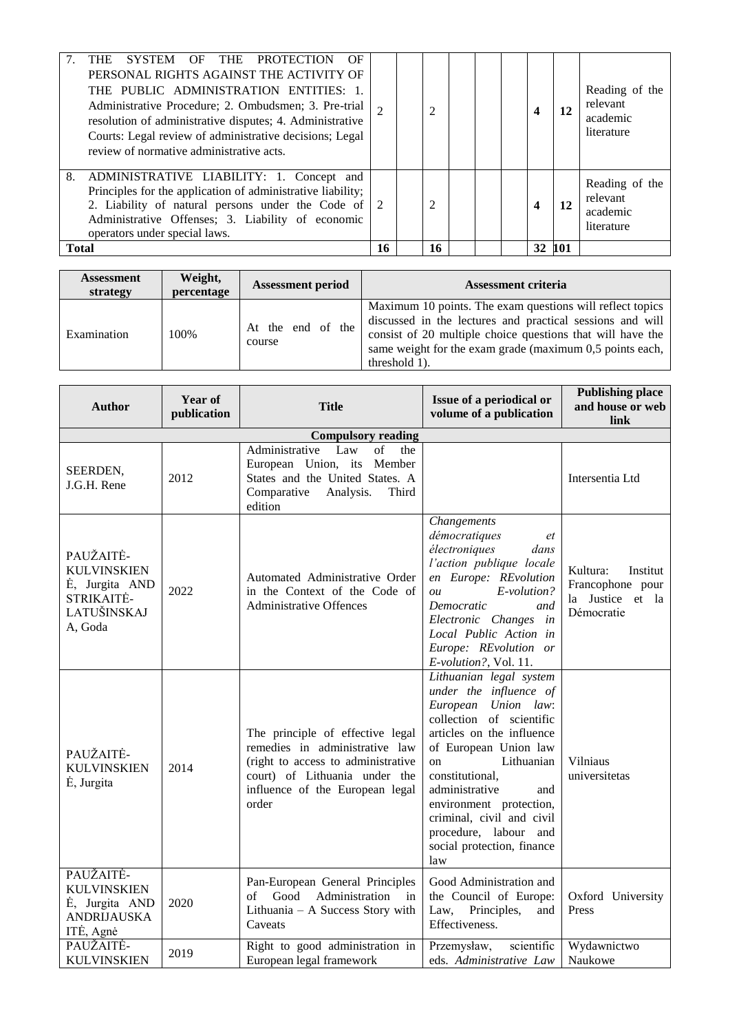| | | | | | | | | | |
|---|---|---|---|---|---|---|---|---|---|
| 7. THE SYSTEM OF THE PROTECTION OF PERSONAL RIGHTS AGAINST THE ACTIVITY OF THE PUBLIC ADMINISTRATION ENTITIES: 1. Administrative Procedure; 2. Ombudsmen; 3. Pre-trial resolution of administrative disputes; 4. Administrative Courts: Legal review of administrative decisions; Legal review of normative administrative acts. | 2 | | 2 | | | | **4** | **12** | Reading of the relevant academic literature |
| 8. ADMINISTRATIVE LIABILITY: 1. Concept and Principles for the application of administrative liability; 2. Liability of natural persons under the Code of Administrative Offenses; 3. Liability of economic operators under special laws. | 2 | | 2 | | | | **4** | **12** | Reading of the relevant academic literature |
| **Total** | **16** | | **16** | | | | **32** | **101** | |

| Assessment strategy | Weight, percentage | Assessment period | Assessment criteria |
|---|---|---|---|
| Examination | 100% | At the end of the course | Maximum 10 points. The exam questions will reflect topics discussed in the lectures and practical sessions and will consist of 20 multiple choice questions that will have the same weight for the exam grade (maximum 0,5 points each, threshold 1). |

| Author | Year of publication | Title | Issue of a periodical or volume of a publication | Publishing place and house or web link |
|---|---|---|---|---|
| **Compulsory reading** | | | | |
| SEERDEN, J.G.H. Rene | 2012 | Administrative Law of the European Union, its Member States and the United States. A Comparative Analysis. Third edition | | Intersentia Ltd |
| PAUŽAITĖ-KULVINSKIENĖ, Jurgita AND STRIKAITĖ-LATUŠINSKAJA, Goda | 2022 | Automated Administrative Order in the Context of the Code of Administrative Offences | *Changements démocratiques et électroniques dans l'action publique locale en Europe: REvolution ou E-volution? Democratic and Electronic Changes in Local Public Action in Europe: REvolution or E-volution?*, Vol. 11. | Kultura: Institut Francophone pour la Justice et la Démocratie |
| PAUŽAITĖ-KULVINSKIENĖ, Jurgita | 2014 | The principle of effective legal remedies in administrative law (right to access to administrative court) of Lithuania under the influence of the European legal order | *Lithuanian legal system under the influence of European Union law*: collection of scientific articles on the influence of European Union law on Lithuanian constitutional, administrative and environment protection, criminal, civil and civil procedure, labour and social protection, finance law | Vilniaus universitetas |
| PAUŽAITĖ-KULVINSKIENĖ, Jurgita AND ANDRIJAUSKAITĖ, Agnė | 2020 | Pan-European General Principles of Good Administration in Lithuania – A Success Story with Caveats | Good Administration and the Council of Europe: Law, Principles, and Effectiveness. | Oxford University Press |
| PAUŽAITĖ-KULVINSKIEN | 2019 | Right to good administration in European legal framework | Przemysław, scientific eds. *Administrative Law* | Wydawnictwo Naukowe |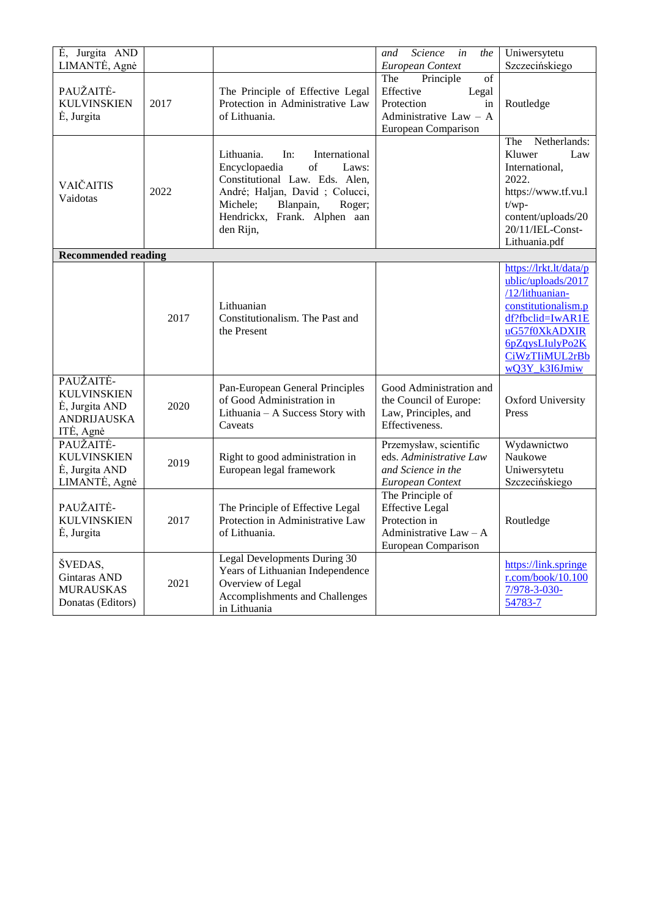| | | | | |
|---|---|---|---|---|
| Ė, Jurgita AND LIMANTĖ, Agnė | | | *and Science in the European Context* | Uniwersytetu Szczecińskiego |
| PAUŽAITĖ-KULVINSKIENĖ, Jurgita | 2017 | The Principle of Effective Legal Protection in Administrative Law of Lithuania. | The Principle of Effective Legal Protection in Administrative Law – A European Comparison | Routledge |
| VAIČAITIS Vaidotas | 2022 | Lithuania. In: International Encyclopaedia of Laws: Constitutional Law. Eds. Alen, André; Haljan, David ; Colucci, Michele; Blanpain, Roger; Hendrickx, Frank. Alphen aan den Rijn, | | The Netherlands: Kluwer Law International, 2022. https://www.tf.vu.lt/wp-content/uploads/2020/11/IEL-Const-Lithuania.pdf |
| **Recommended reading** | | | | |
| | 2017 | Lithuanian Constitutionalism. The Past and the Present | | https://lrkt.lt/data/public/uploads/2017/12/lithuanian-constitutionalism.pdf?fbclid=IwAR1EuG57f0XkADXIR6pZqysLIulyPo2KCiWzTIiMUL2rBbwQ3Y_k3I6Jmiw |
| PAUŽAITĖ-KULVINSKIENĖ, Jurgita AND ANDRIJAUSKAITĖ, Agnė | 2020 | Pan-European General Principles of Good Administration in Lithuania – A Success Story with Caveats | Good Administration and the Council of Europe: Law, Principles, and Effectiveness. | Oxford University Press |
| PAUŽAITĖ-KULVINSKIENĖ, Jurgita AND LIMANTĖ, Agnė | 2019 | Right to good administration in European legal framework | Przemysław, scientific eds. *Administrative Law and Science in the European Context* | Wydawnictwo Naukowe Uniwersytetu Szczecińskiego |
| PAUŽAITĖ-KULVINSKIENĖ, Jurgita | 2017 | The Principle of Effective Legal Protection in Administrative Law of Lithuania. | The Principle of Effective Legal Protection in Administrative Law – A European Comparison | Routledge |
| ŠVEDAS, Gintaras AND MURAUSKAS Donatas (Editors) | 2021 | Legal Developments During 30 Years of Lithuanian Independence Overview of Legal Accomplishments and Challenges in Lithuania | | https://link.springer.com/book/10.1007/978-3-030-54783-7 |